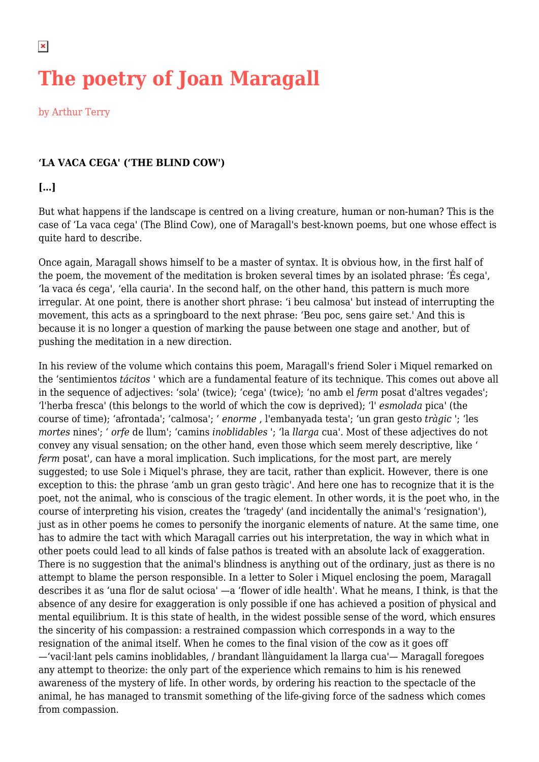# The poetry of Joan Maragall

by Arthur Terry

**'LA VACA CEGA' ('THE BLIND COW')**

**[...]**

But what happens if the landscape is centred on a living creature, human or non-human? This is the case of 'La vaca cega' (The Blind Cow), one of Maragall's best-known poems, but one whose effect is quite hard to describe.

Once again, Maragall shows himself to be a master of syntax. It is obvious how, in the first half of the poem, the movement of the meditation is broken several times by an isolated phrase: 'És cega', 'la vaca és cega', 'ella cauria'. In the second half, on the other hand, this pattern is much more irregular. At one point, there is another short phrase: 'i beu calmosa' but instead of interrupting the movement, this acts as a springboard to the next phrase: 'Beu poc, sens gaire set.' And this is because it is no longer a question of marking the pause between one stage and another, but of pushing the meditation in a new direction.

In his review of the volume which contains this poem, Maragall's friend Soler i Miquel remarked on the 'sentimientos *tácitos* ' which are a fundamental feature of its technique. This comes out above all in the sequence of adjectives: 'sola' (twice); 'cega' (twice); 'no amb el *ferm* posat d'altres vegades'; 'l'herba fresca' (this belongs to the world of which the cow is deprived); 'l' *esmolada* pica' (the course of time); 'afrontada'; 'calmosa'; ' *enorme* , l'embanyada testa'; 'un gran gesto *tràgic* '; 'les *mortes* nines'; ' *orfe* de llum'; 'camins *inoblidables* '; 'la *llarga* cua'. Most of these adjectives do not convey any visual sensation; on the other hand, even those which seem merely descriptive, like ' *ferm* posat', can have a moral implication. Such implications, for the most part, are merely suggested; to use Sole i Miquel's phrase, they are tacit, rather than explicit. However, there is one exception to this: the phrase 'amb un gran gesto tràgic'. And here one has to recognize that it is the poet, not the animal, who is conscious of the tragic element. In other words, it is the poet who, in the course of interpreting his vision, creates the 'tragedy' (and incidentally the animal's 'resignation'), just as in other poems he comes to personify the inorganic elements of nature. At the same time, one has to admire the tact with which Maragall carries out his interpretation, the way in which what in other poets could lead to all kinds of false pathos is treated with an absolute lack of exaggeration. There is no suggestion that the animal's blindness is anything out of the ordinary, just as there is no attempt to blame the person responsible. In a letter to Soler i Miquel enclosing the poem, Maragall describes it as 'una flor de salut ociosa' —a 'flower of idle health'. What he means, I think, is that the absence of any desire for exaggeration is only possible if one has achieved a position of physical and mental equilibrium. It is this state of health, in the widest possible sense of the word, which ensures the sincerity of his compassion: a restrained compassion which corresponds in a way to the resignation of the animal itself. When he comes to the final vision of the cow as it goes off —'vacil·lant pels camins inoblidables, / brandant llànguidament la llarga cua'— Maragall foregoes any attempt to theorize: the only part of the experience which remains to him is his renewed awareness of the mystery of life. In other words, by ordering his reaction to the spectacle of the animal, he has managed to transmit something of the life-giving force of the sadness which comes from compassion.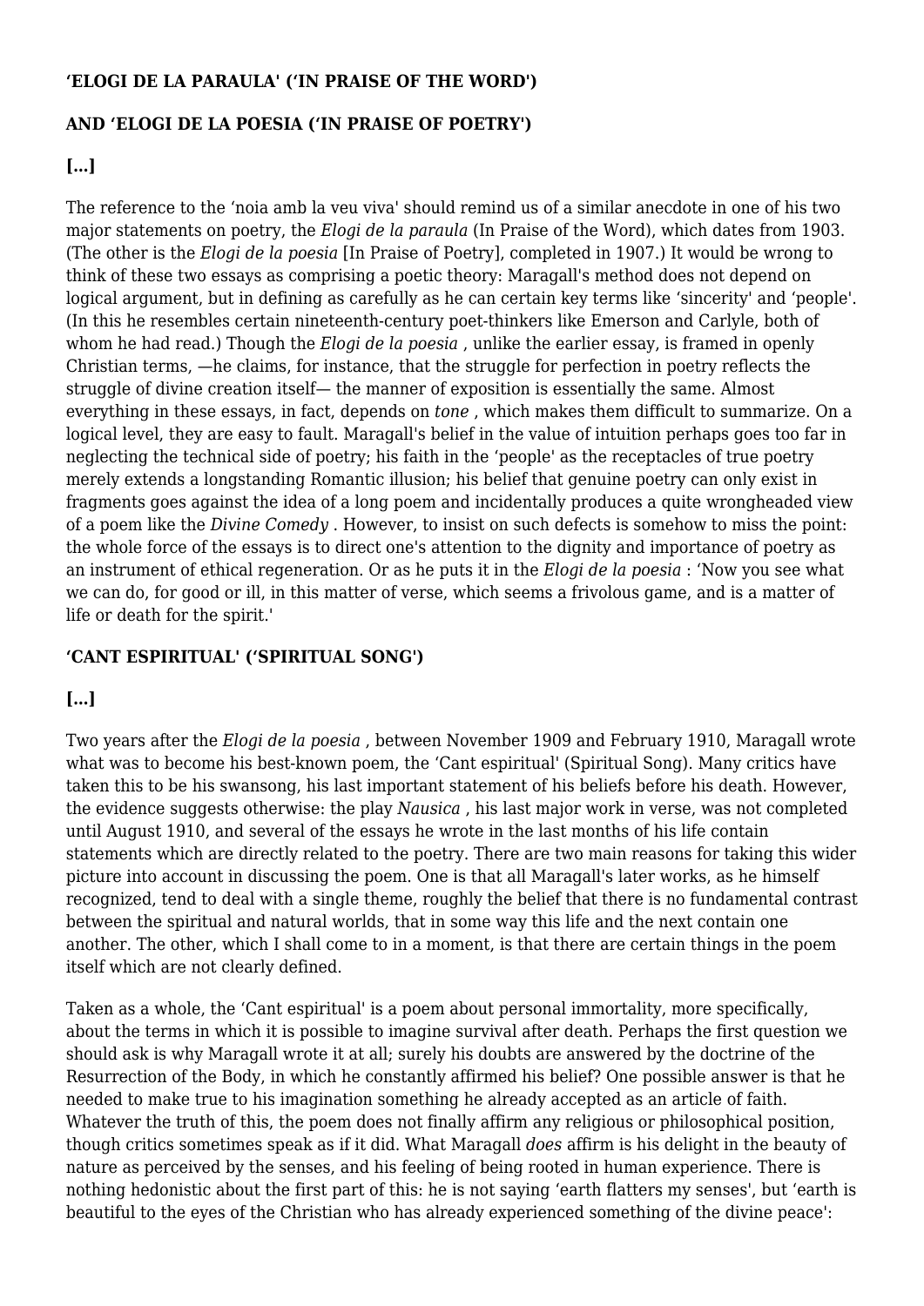**‘ELOGI DE LA PARAULA' (‘IN PRAISE OF THE WORD')**

**AND ‘ELOGI DE LA POESIA (‘IN PRAISE OF POETRY')**

**[...]**

The reference to the ‘noia amb la veu viva' should remind us of a similar anecdote in one of his two major statements on poetry, the *Elogi de la paraula* (In Praise of the Word), which dates from 1903. (The other is the *Elogi de la poesia* [In Praise of Poetry], completed in 1907.) It would be wrong to think of these two essays as comprising a poetic theory: Maragall's method does not depend on logical argument, but in defining as carefully as he can certain key terms like ‘sincerity' and ‘people'. (In this he resembles certain nineteenth-century poet-thinkers like Emerson and Carlyle, both of whom he had read.) Though the *Elogi de la poesia* , unlike the earlier essay, is framed in openly Christian terms, —he claims, for instance, that the struggle for perfection in poetry reflects the struggle of divine creation itself— the manner of exposition is essentially the same. Almost everything in these essays, in fact, depends on *tone* , which makes them difficult to summarize. On a logical level, they are easy to fault. Maragall's belief in the value of intuition perhaps goes too far in neglecting the technical side of poetry; his faith in the ‘people' as the receptacles of true poetry merely extends a longstanding Romantic illusion; his belief that genuine poetry can only exist in fragments goes against the idea of a long poem and incidentally produces a quite wrongheaded view of a poem like the *Divine Comedy* . However, to insist on such defects is somehow to miss the point: the whole force of the essays is to direct one's attention to the dignity and importance of poetry as an instrument of ethical regeneration. Or as he puts it in the *Elogi de la poesia* : ‘Now you see what we can do, for good or ill, in this matter of verse, which seems a frivolous game, and is a matter of life or death for the spirit.'

**‘CANT ESPIRITUAL' (‘SPIRITUAL SONG')**

**[...]**

Two years after the *Elogi de la poesia* , between November 1909 and February 1910, Maragall wrote what was to become his best-known poem, the ‘Cant espiritual' (Spiritual Song). Many critics have taken this to be his swansong, his last important statement of his beliefs before his death. However, the evidence suggests otherwise: the play *Nausica* , his last major work in verse, was not completed until August 1910, and several of the essays he wrote in the last months of his life contain statements which are directly related to the poetry. There are two main reasons for taking this wider picture into account in discussing the poem. One is that all Maragall's later works, as he himself recognized, tend to deal with a single theme, roughly the belief that there is no fundamental contrast between the spiritual and natural worlds, that in some way this life and the next contain one another. The other, which I shall come to in a moment, is that there are certain things in the poem itself which are not clearly defined.

Taken as a whole, the ‘Cant espiritual' is a poem about personal immortality, more specifically, about the terms in which it is possible to imagine survival after death. Perhaps the first question we should ask is why Maragall wrote it at all; surely his doubts are answered by the doctrine of the Resurrection of the Body, in which he constantly affirmed his belief? One possible answer is that he needed to make true to his imagination something he already accepted as an article of faith. Whatever the truth of this, the poem does not finally affirm any religious or philosophical position, though critics sometimes speak as if it did. What Maragall *does* affirm is his delight in the beauty of nature as perceived by the senses, and his feeling of being rooted in human experience. There is nothing hedonistic about the first part of this: he is not saying ‘earth flatters my senses', but ‘earth is beautiful to the eyes of the Christian who has already experienced something of the divine peace':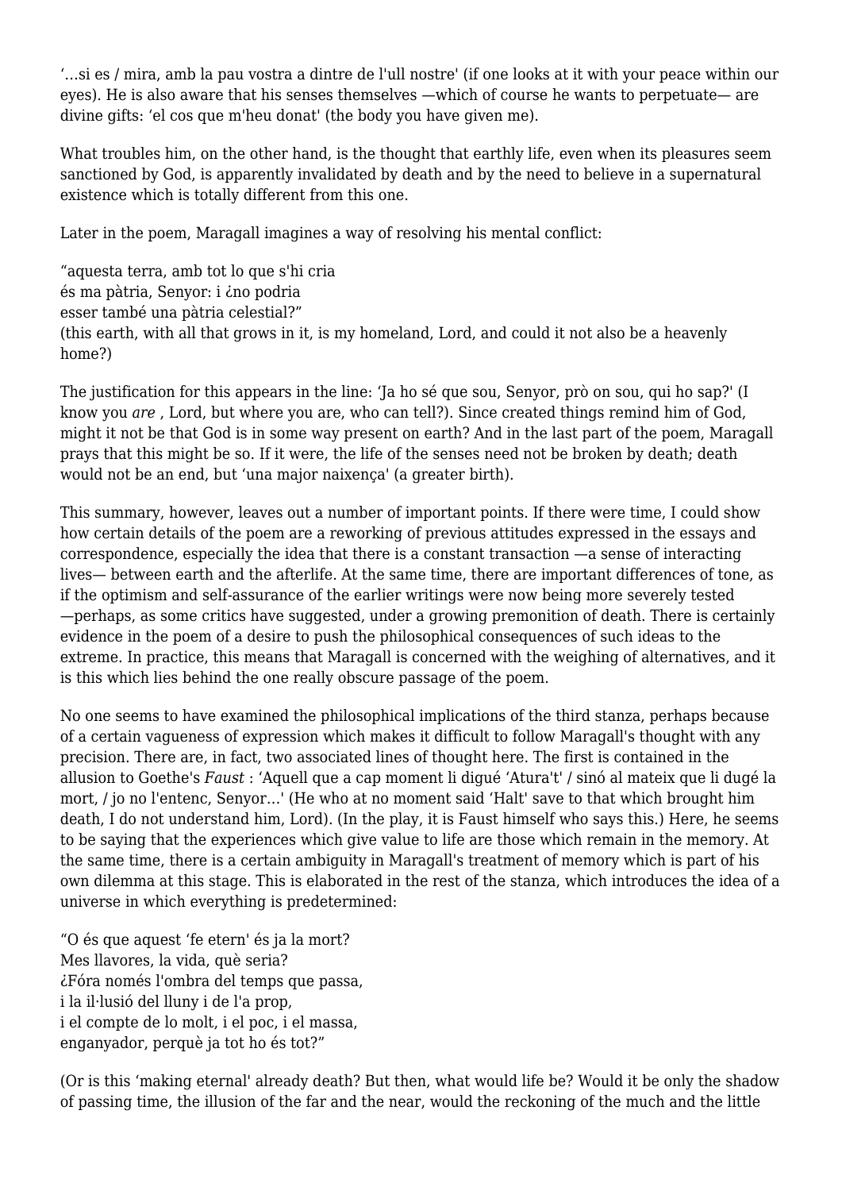'...si es / mira, amb la pau vostra a dintre de l'ull nostre' (if one looks at it with your peace within our eyes). He is also aware that his senses themselves —which of course he wants to perpetuate— are divine gifts: 'el cos que m'heu donat' (the body you have given me).

What troubles him, on the other hand, is the thought that earthly life, even when its pleasures seem sanctioned by God, is apparently invalidated by death and by the need to believe in a supernatural existence which is totally different from this one.

Later in the poem, Maragall imagines a way of resolving his mental conflict:

"aquesta terra, amb tot lo que s'hi cria  
és ma pàtria, Senyor: i ¿no podria  
esser també una pàtria celestial?"  
(this earth, with all that grows in it, is my homeland, Lord, and could it not also be a heavenly home?)

The justification for this appears in the line: 'Ja ho sé que sou, Senyor, prò on sou, qui ho sap?' (I know you *are* , Lord, but where you are, who can tell?). Since created things remind him of God, might it not be that God is in some way present on earth? And in the last part of the poem, Maragall prays that this might be so. If it were, the life of the senses need not be broken by death; death would not be an end, but 'una major naixença' (a greater birth).

This summary, however, leaves out a number of important points. If there were time, I could show how certain details of the poem are a reworking of previous attitudes expressed in the essays and correspondence, especially the idea that there is a constant transaction —a sense of interacting lives— between earth and the afterlife. At the same time, there are important differences of tone, as if the optimism and self-assurance of the earlier writings were now being more severely tested —perhaps, as some critics have suggested, under a growing premonition of death. There is certainly evidence in the poem of a desire to push the philosophical consequences of such ideas to the extreme. In practice, this means that Maragall is concerned with the weighing of alternatives, and it is this which lies behind the one really obscure passage of the poem.

No one seems to have examined the philosophical implications of the third stanza, perhaps because of a certain vagueness of expression which makes it difficult to follow Maragall's thought with any precision. There are, in fact, two associated lines of thought here. The first is contained in the allusion to Goethe's *Faust* : 'Aquell que a cap moment li digué 'Atura't' / sinó al mateix que li dugé la mort, / jo no l'entenc, Senyor...' (He who at no moment said 'Halt' save to that which brought him death, I do not understand him, Lord). (In the play, it is Faust himself who says this.) Here, he seems to be saying that the experiences which give value to life are those which remain in the memory. At the same time, there is a certain ambiguity in Maragall's treatment of memory which is part of his own dilemma at this stage. This is elaborated in the rest of the stanza, which introduces the idea of a universe in which everything is predetermined:

"O és que aquest 'fe etern' és ja la mort?  
Mes llavores, la vida, què seria?  
¿Fóra només l'ombra del temps que passa,  
i la il·lusió del lluny i de l'a prop,  
i el compte de lo molt, i el poc, i el massa,  
enganyador, perquè ja tot ho és tot?"

(Or is this 'making eternal' already death? But then, what would life be? Would it be only the shadow of passing time, the illusion of the far and the near, would the reckoning of the much and the little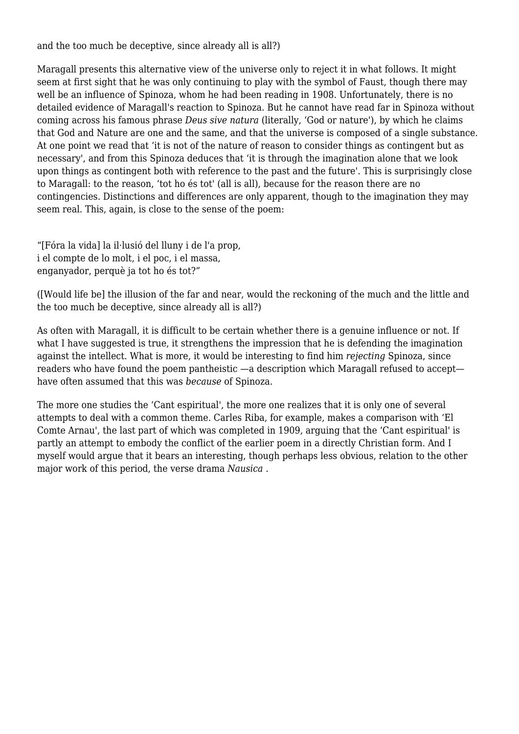and the too much be deceptive, since already all is all?)

Maragall presents this alternative view of the universe only to reject it in what follows. It might seem at first sight that he was only continuing to play with the symbol of Faust, though there may well be an influence of Spinoza, whom he had been reading in 1908. Unfortunately, there is no detailed evidence of Maragall's reaction to Spinoza. But he cannot have read far in Spinoza without coming across his famous phrase *Deus sive natura* (literally, 'God or nature'), by which he claims that God and Nature are one and the same, and that the universe is composed of a single substance. At one point we read that 'it is not of the nature of reason to consider things as contingent but as necessary', and from this Spinoza deduces that 'it is through the imagination alone that we look upon things as contingent both with reference to the past and the future'. This is surprisingly close to Maragall: to the reason, 'tot ho és tot' (all is all), because for the reason there are no contingencies. Distinctions and differences are only apparent, though to the imagination they may seem real. This, again, is close to the sense of the poem:

"[Fóra la vida] la il·lusió del lluny i de l'a prop,
i el compte de lo molt, i el poc, i el massa,
enganyador, perquè ja tot ho és tot?"

([Would life be] the illusion of the far and near, would the reckoning of the much and the little and the too much be deceptive, since already all is all?)

As often with Maragall, it is difficult to be certain whether there is a genuine influence or not. If what I have suggested is true, it strengthens the impression that he is defending the imagination against the intellect. What is more, it would be interesting to find him *rejecting* Spinoza, since readers who have found the poem pantheistic —a description which Maragall refused to accept— have often assumed that this was *because* of Spinoza.

The more one studies the 'Cant espiritual', the more one realizes that it is only one of several attempts to deal with a common theme. Carles Riba, for example, makes a comparison with 'El Comte Arnau', the last part of which was completed in 1909, arguing that the 'Cant espiritual' is partly an attempt to embody the conflict of the earlier poem in a directly Christian form. And I myself would argue that it bears an interesting, though perhaps less obvious, relation to the other major work of this period, the verse drama *Nausica* .